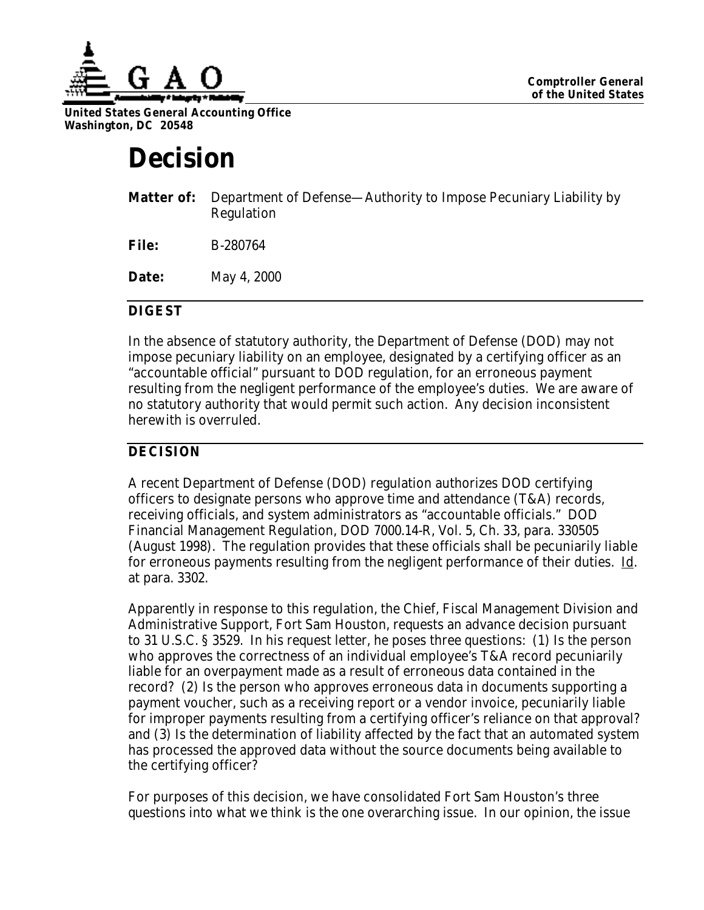**Comptroller General of the United States**

**United States General Accounting Office**
**Washington, DC 20548**

# Decision

**Matter of:** Department of Defense—Authority to Impose Pecuniary Liability by Regulation

**File:** B-280764

**Date:** May 4, 2000

## DIGEST

In the absence of statutory authority, the Department of Defense (DOD) may not impose pecuniary liability on an employee, designated by a certifying officer as an "accountable official" pursuant to DOD regulation, for an erroneous payment resulting from the negligent performance of the employee's duties. We are aware of no statutory authority that would permit such action. Any decision inconsistent herewith is overruled.

## DECISION

A recent Department of Defense (DOD) regulation authorizes DOD certifying officers to designate persons who approve time and attendance (T&A) records, receiving officials, and system administrators as "accountable officials." DOD Financial Management Regulation, DOD 7000.14-R, Vol. 5, Ch. 33, para. 330505 (August 1998). The regulation provides that these officials shall be pecuniarily liable for erroneous payments resulting from the negligent performance of their duties. Id. at para. 3302.

Apparently in response to this regulation, the Chief, Fiscal Management Division and Administrative Support, Fort Sam Houston, requests an advance decision pursuant to 31 U.S.C. § 3529. In his request letter, he poses three questions: (1) Is the person who approves the correctness of an individual employee's T&A record pecuniarily liable for an overpayment made as a result of erroneous data contained in the record? (2) Is the person who approves erroneous data in documents supporting a payment voucher, such as a receiving report or a vendor invoice, pecuniarily liable for improper payments resulting from a certifying officer's reliance on that approval? and (3) Is the determination of liability affected by the fact that an automated system has processed the approved data without the source documents being available to the certifying officer?

For purposes of this decision, we have consolidated Fort Sam Houston's three questions into what we think is the one overarching issue. In our opinion, the issue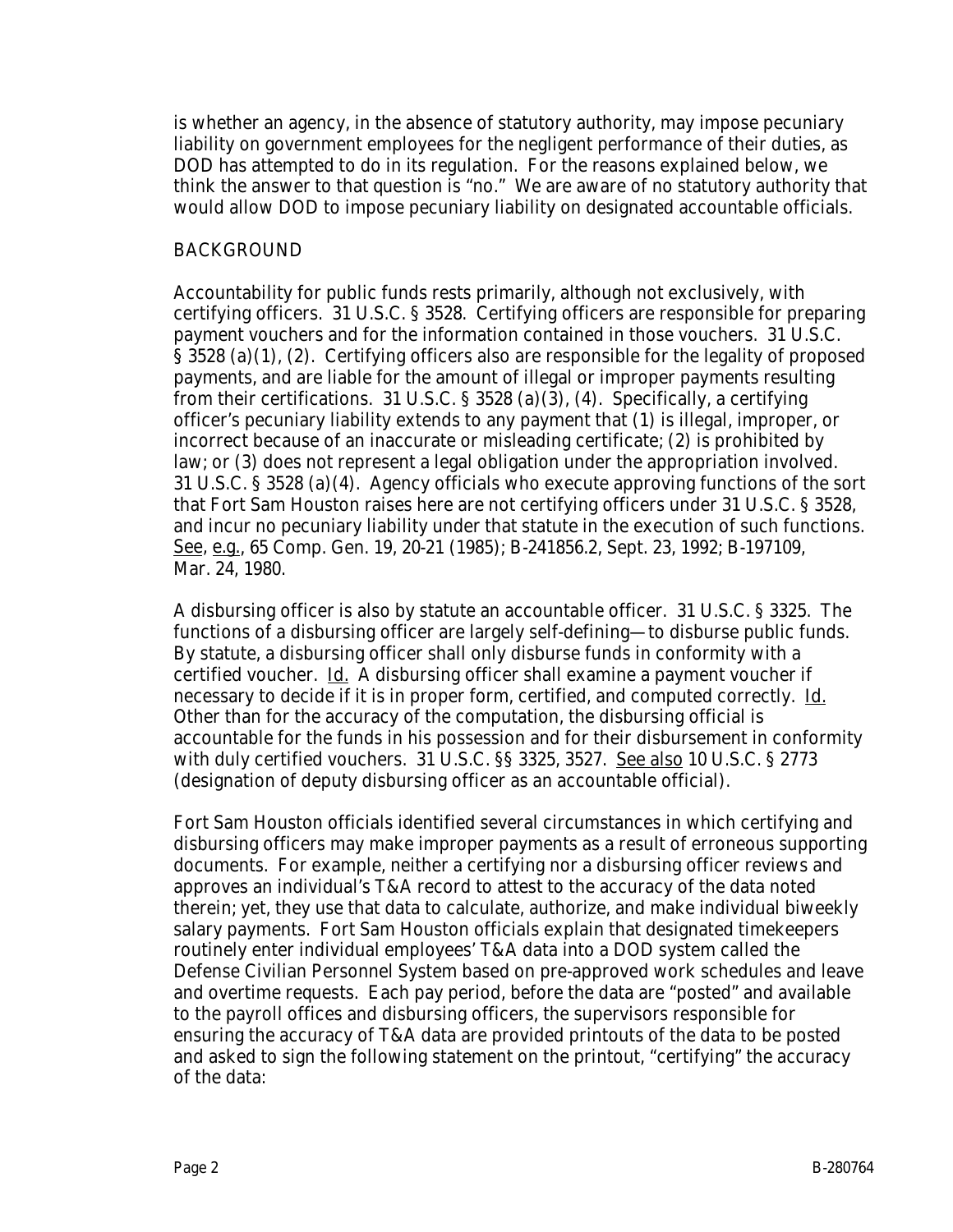is whether an agency, in the absence of statutory authority, may impose pecuniary liability on government employees for the negligent performance of their duties, as DOD has attempted to do in its regulation. For the reasons explained below, we think the answer to that question is "no." We are aware of no statutory authority that would allow DOD to impose pecuniary liability on designated accountable officials.

## BACKGROUND

Accountability for public funds rests primarily, although not exclusively, with certifying officers. 31 U.S.C. § 3528. Certifying officers are responsible for preparing payment vouchers and for the information contained in those vouchers. 31 U.S.C. § 3528 (a)(1), (2). Certifying officers also are responsible for the legality of proposed payments, and are liable for the amount of illegal or improper payments resulting from their certifications. 31 U.S.C. § 3528 (a)(3), (4). Specifically, a certifying officer's pecuniary liability extends to any payment that (1) is illegal, improper, or incorrect because of an inaccurate or misleading certificate; (2) is prohibited by law; or (3) does not represent a legal obligation under the appropriation involved. 31 U.S.C. § 3528 (a)(4). Agency officials who execute approving functions of the sort that Fort Sam Houston raises here are not certifying officers under 31 U.S.C. § 3528, and incur no pecuniary liability under that statute in the execution of such functions. See, e.g., 65 Comp. Gen. 19, 20-21 (1985); B-241856.2, Sept. 23, 1992; B-197109, Mar. 24, 1980.

A disbursing officer is also by statute an accountable officer. 31 U.S.C. § 3325. The functions of a disbursing officer are largely self-defining—to disburse public funds. By statute, a disbursing officer shall only disburse funds in conformity with a certified voucher. Id. A disbursing officer shall examine a payment voucher if necessary to decide if it is in proper form, certified, and computed correctly. Id. Other than for the accuracy of the computation, the disbursing official is accountable for the funds in his possession and for their disbursement in conformity with duly certified vouchers. 31 U.S.C. §§ 3325, 3527. See also 10 U.S.C. § 2773 (designation of deputy disbursing officer as an accountable official).

Fort Sam Houston officials identified several circumstances in which certifying and disbursing officers may make improper payments as a result of erroneous supporting documents. For example, neither a certifying nor a disbursing officer reviews and approves an individual's T&A record to attest to the accuracy of the data noted therein; yet, they use that data to calculate, authorize, and make individual biweekly salary payments. Fort Sam Houston officials explain that designated timekeepers routinely enter individual employees' T&A data into a DOD system called the Defense Civilian Personnel System based on pre-approved work schedules and leave and overtime requests. Each pay period, before the data are "posted" and available to the payroll offices and disbursing officers, the supervisors responsible for ensuring the accuracy of T&A data are provided printouts of the data to be posted and asked to sign the following statement on the printout, "certifying" the accuracy of the data: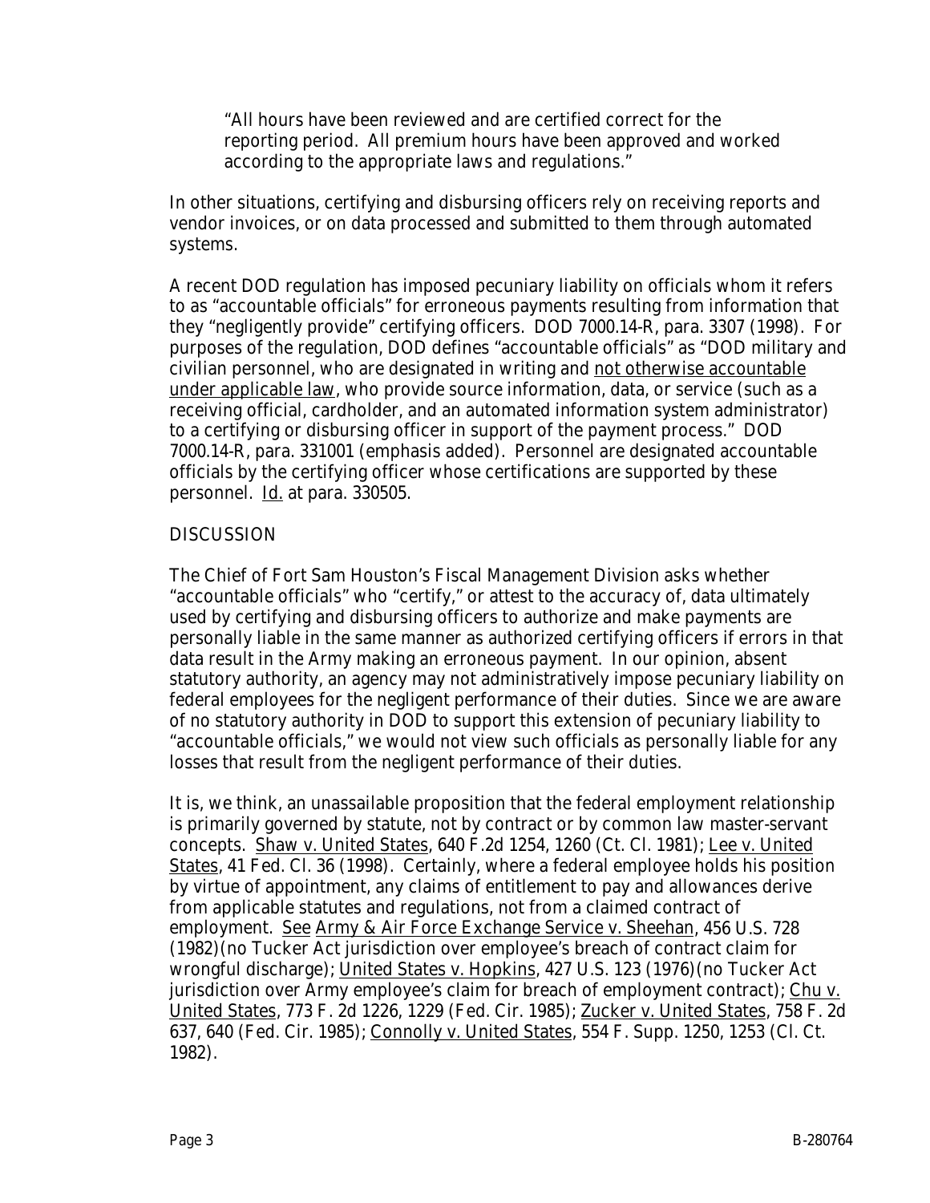> "All hours have been reviewed and are certified correct for the reporting period. All premium hours have been approved and worked according to the appropriate laws and regulations."

In other situations, certifying and disbursing officers rely on receiving reports and vendor invoices, or on data processed and submitted to them through automated systems.

A recent DOD regulation has imposed pecuniary liability on officials whom it refers to as "accountable officials" for erroneous payments resulting from information that they "negligently provide" certifying officers. DOD 7000.14-R, para. 3307 (1998). For purposes of the regulation, DOD defines "accountable officials" as "DOD military and civilian personnel, who are designated in writing and <u>not otherwise accountable under applicable law</u>, who provide source information, data, or service (such as a receiving official, cardholder, and an automated information system administrator) to a certifying or disbursing officer in support of the payment process." DOD 7000.14-R, para. 331001 (emphasis added). Personnel are designated accountable officials by the certifying officer whose certifications are supported by these personnel. <u>Id.</u> at para. 330505.

DISCUSSION

The Chief of Fort Sam Houston's Fiscal Management Division asks whether "accountable officials" who "certify," or attest to the accuracy of, data ultimately used by certifying and disbursing officers to authorize and make payments are personally liable in the same manner as authorized certifying officers if errors in that data result in the Army making an erroneous payment. In our opinion, absent statutory authority, an agency may not administratively impose pecuniary liability on federal employees for the negligent performance of their duties. Since we are aware of no statutory authority in DOD to support this extension of pecuniary liability to "accountable officials," we would not view such officials as personally liable for any losses that result from the negligent performance of their duties.

It is, we think, an unassailable proposition that the federal employment relationship is primarily governed by statute, not by contract or by common law master-servant concepts. <u>Shaw v. United States</u>, 640 F.2d 1254, 1260 (Ct. Cl. 1981); <u>Lee v. United States</u>, 41 Fed. Cl. 36 (1998). Certainly, where a federal employee holds his position by virtue of appointment, any claims of entitlement to pay and allowances derive from applicable statutes and regulations, not from a claimed contract of employment. <u>See</u> <u>Army & Air Force Exchange Service v. Sheehan</u>, 456 U.S. 728 (1982)(no Tucker Act jurisdiction over employee's breach of contract claim for wrongful discharge); <u>United States v. Hopkins</u>, 427 U.S. 123 (1976)(no Tucker Act jurisdiction over Army employee's claim for breach of employment contract); <u>Chu v. United States</u>, 773 F. 2d 1226, 1229 (Fed. Cir. 1985); <u>Zucker v. United States</u>, 758 F. 2d 637, 640 (Fed. Cir. 1985); <u>Connolly v. United States</u>, 554 F. Supp. 1250, 1253 (Cl. Ct. 1982).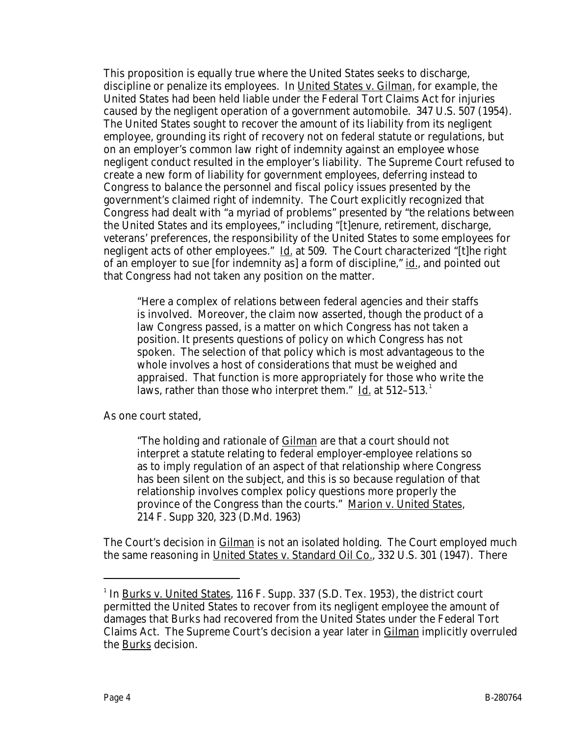This proposition is equally true where the United States seeks to discharge, discipline or penalize its employees. In United States v. Gilman, for example, the United States had been held liable under the Federal Tort Claims Act for injuries caused by the negligent operation of a government automobile. 347 U.S. 507 (1954). The United States sought to recover the amount of its liability from its negligent employee, grounding its right of recovery not on federal statute or regulations, but on an employer's common law right of indemnity against an employee whose negligent conduct resulted in the employer's liability. The Supreme Court refused to create a new form of liability for government employees, deferring instead to Congress to balance the personnel and fiscal policy issues presented by the government's claimed right of indemnity. The Court explicitly recognized that Congress had dealt with "a myriad of problems" presented by "the relations between the United States and its employees," including "[t]enure, retirement, discharge, veterans' preferences, the responsibility of the United States to some employees for negligent acts of other employees." Id. at 509. The Court characterized "[t]he right of an employer to sue [for indemnity as] a form of discipline," id., and pointed out that Congress had not taken any position on the matter.

> "Here a complex of relations between federal agencies and their staffs is involved. Moreover, the claim now asserted, though the product of a law Congress passed, is a matter on which Congress has not taken a position. It presents questions of policy on which Congress has not spoken. The selection of that policy which is most advantageous to the whole involves a host of considerations that must be weighed and appraised. That function is more appropriately for those who write the laws, rather than those who interpret them." Id. at 512–513.[1]

As one court stated,

> "The holding and rationale of Gilman are that a court should not interpret a statute relating to federal employer-employee relations so as to imply regulation of an aspect of that relationship where Congress has been silent on the subject, and this is so because regulation of that relationship involves complex policy questions more properly the province of the Congress than the courts." Marion v. United States, 214 F. Supp 320, 323 (D.Md. 1963)

The Court's decision in Gilman is not an isolated holding. The Court employed much the same reasoning in United States v. Standard Oil Co., 332 U.S. 301 (1947). There

---

[1] In Burks v. United States, 116 F. Supp. 337 (S.D. Tex. 1953), the district court permitted the United States to recover from its negligent employee the amount of damages that Burks had recovered from the United States under the Federal Tort Claims Act. The Supreme Court's decision a year later in Gilman implicitly overruled the Burks decision.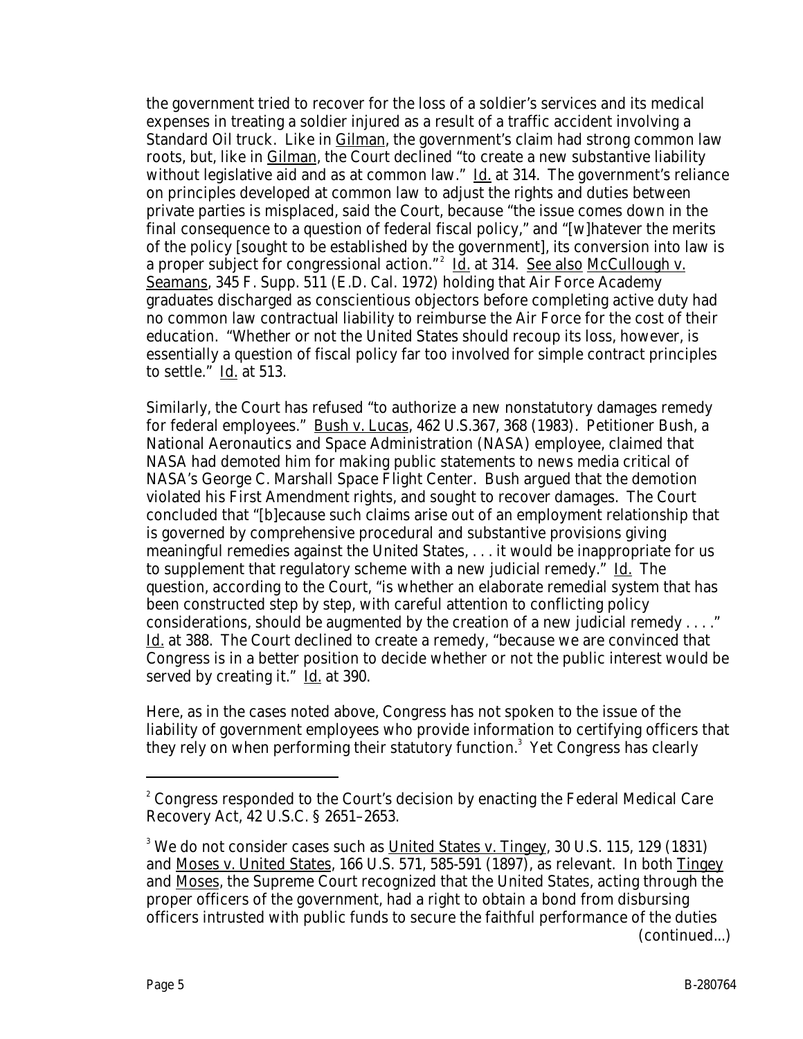the government tried to recover for the loss of a soldier's services and its medical expenses in treating a soldier injured as a result of a traffic accident involving a Standard Oil truck. Like in Gilman, the government's claim had strong common law roots, but, like in Gilman, the Court declined "to create a new substantive liability without legislative aid and as at common law." Id. at 314. The government's reliance on principles developed at common law to adjust the rights and duties between private parties is misplaced, said the Court, because "the issue comes down in the final consequence to a question of federal fiscal policy," and "[w]hatever the merits of the policy [sought to be established by the government], its conversion into law is a proper subject for congressional action."[2] Id. at 314. See also McCullough v. Seamans, 345 F. Supp. 511 (E.D. Cal. 1972) holding that Air Force Academy graduates discharged as conscientious objectors before completing active duty had no common law contractual liability to reimburse the Air Force for the cost of their education. "Whether or not the United States should recoup its loss, however, is essentially a question of fiscal policy far too involved for simple contract principles to settle." Id. at 513.

Similarly, the Court has refused "to authorize a new nonstatutory damages remedy for federal employees." Bush v. Lucas, 462 U.S.367, 368 (1983). Petitioner Bush, a National Aeronautics and Space Administration (NASA) employee, claimed that NASA had demoted him for making public statements to news media critical of NASA's George C. Marshall Space Flight Center. Bush argued that the demotion violated his First Amendment rights, and sought to recover damages. The Court concluded that "[b]ecause such claims arise out of an employment relationship that is governed by comprehensive procedural and substantive provisions giving meaningful remedies against the United States, . . . it would be inappropriate for us to supplement that regulatory scheme with a new judicial remedy." Id. The question, according to the Court, "is whether an elaborate remedial system that has been constructed step by step, with careful attention to conflicting policy considerations, should be augmented by the creation of a new judicial remedy . . . ." Id. at 388. The Court declined to create a remedy, "because we are convinced that Congress is in a better position to decide whether or not the public interest would be served by creating it." Id. at 390.

Here, as in the cases noted above, Congress has not spoken to the issue of the liability of government employees who provide information to certifying officers that they rely on when performing their statutory function.[3] Yet Congress has clearly

---

[2] Congress responded to the Court's decision by enacting the Federal Medical Care Recovery Act, 42 U.S.C. § 2651–2653.

[3] We do not consider cases such as United States v. Tingey, 30 U.S. 115, 129 (1831) and Moses v. United States, 166 U.S. 571, 585-591 (1897), as relevant. In both Tingey and Moses, the Supreme Court recognized that the United States, acting through the proper officers of the government, had a right to obtain a bond from disbursing officers intrusted with public funds to secure the faithful performance of the duties (continued...)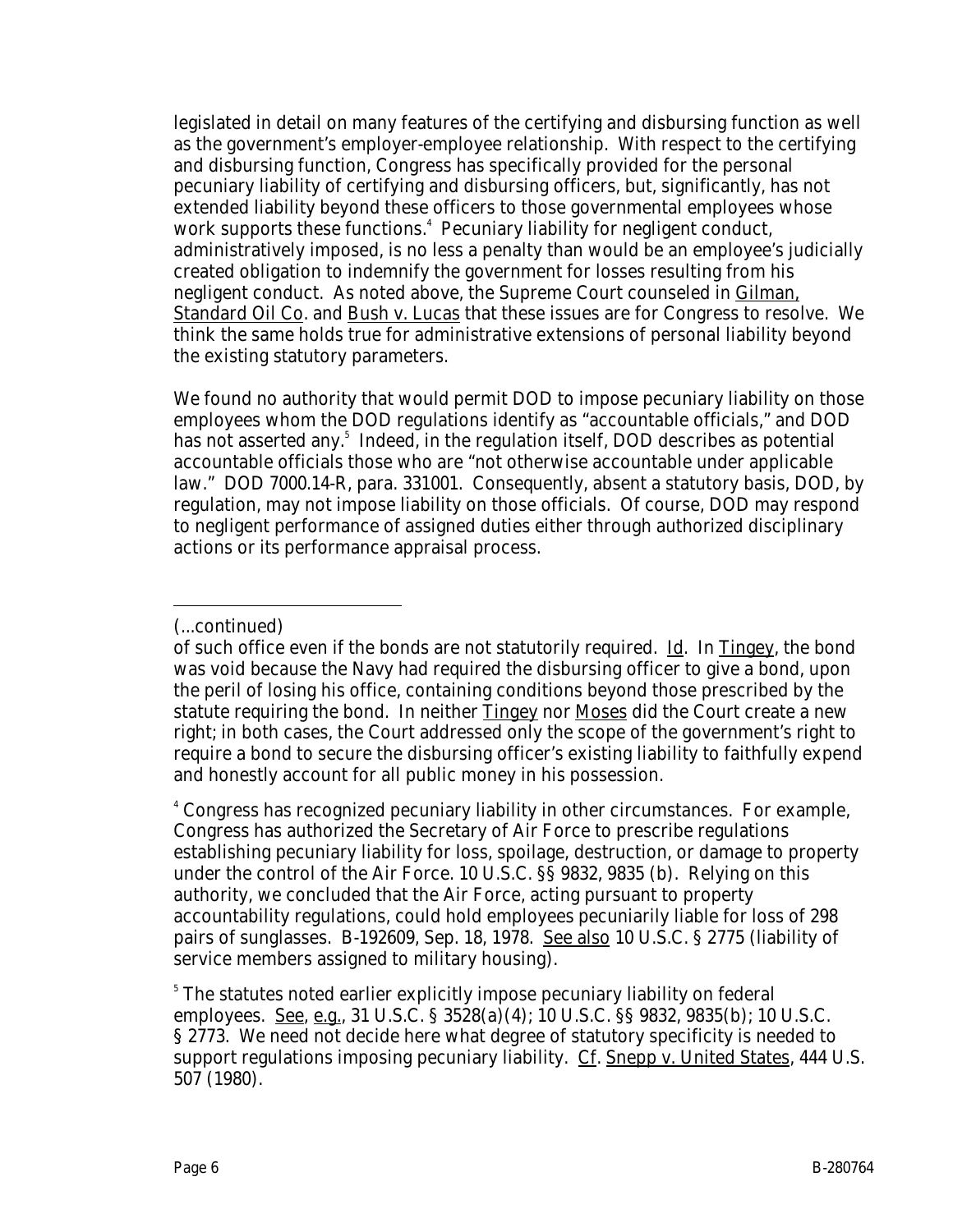legislated in detail on many features of the certifying and disbursing function as well as the government's employer-employee relationship. With respect to the certifying and disbursing function, Congress has specifically provided for the personal pecuniary liability of certifying and disbursing officers, but, significantly, has not extended liability beyond these officers to those governmental employees whose work supports these functions.[4] Pecuniary liability for negligent conduct, administratively imposed, is no less a penalty than would be an employee's judicially created obligation to indemnify the government for losses resulting from his negligent conduct. As noted above, the Supreme Court counseled in Gilman, Standard Oil Co. and Bush v. Lucas that these issues are for Congress to resolve. We think the same holds true for administrative extensions of personal liability beyond the existing statutory parameters.

We found no authority that would permit DOD to impose pecuniary liability on those employees whom the DOD regulations identify as "accountable officials," and DOD has not asserted any.[5] Indeed, in the regulation itself, DOD describes as potential accountable officials those who are "not otherwise accountable under applicable law." DOD 7000.14-R, para. 331001. Consequently, absent a statutory basis, DOD, by regulation, may not impose liability on those officials. Of course, DOD may respond to negligent performance of assigned duties either through authorized disciplinary actions or its performance appraisal process.

---

(...continued)

of such office even if the bonds are not statutorily required. Id. In Tingey, the bond was void because the Navy had required the disbursing officer to give a bond, upon the peril of losing his office, containing conditions beyond those prescribed by the statute requiring the bond. In neither Tingey nor Moses did the Court create a new right; in both cases, the Court addressed only the scope of the government's right to require a bond to secure the disbursing officer's existing liability to faithfully expend and honestly account for all public money in his possession.

[4] Congress has recognized pecuniary liability in other circumstances. For example, Congress has authorized the Secretary of Air Force to prescribe regulations establishing pecuniary liability for loss, spoilage, destruction, or damage to property under the control of the Air Force. 10 U.S.C. §§ 9832, 9835 (b). Relying on this authority, we concluded that the Air Force, acting pursuant to property accountability regulations, could hold employees pecuniarily liable for loss of 298 pairs of sunglasses. B-192609, Sep. 18, 1978. See also 10 U.S.C. § 2775 (liability of service members assigned to military housing).

[5] The statutes noted earlier explicitly impose pecuniary liability on federal employees. See, e.g., 31 U.S.C. § 3528(a)(4); 10 U.S.C. §§ 9832, 9835(b); 10 U.S.C. § 2773. We need not decide here what degree of statutory specificity is needed to support regulations imposing pecuniary liability. Cf. Snepp v. United States, 444 U.S. 507 (1980).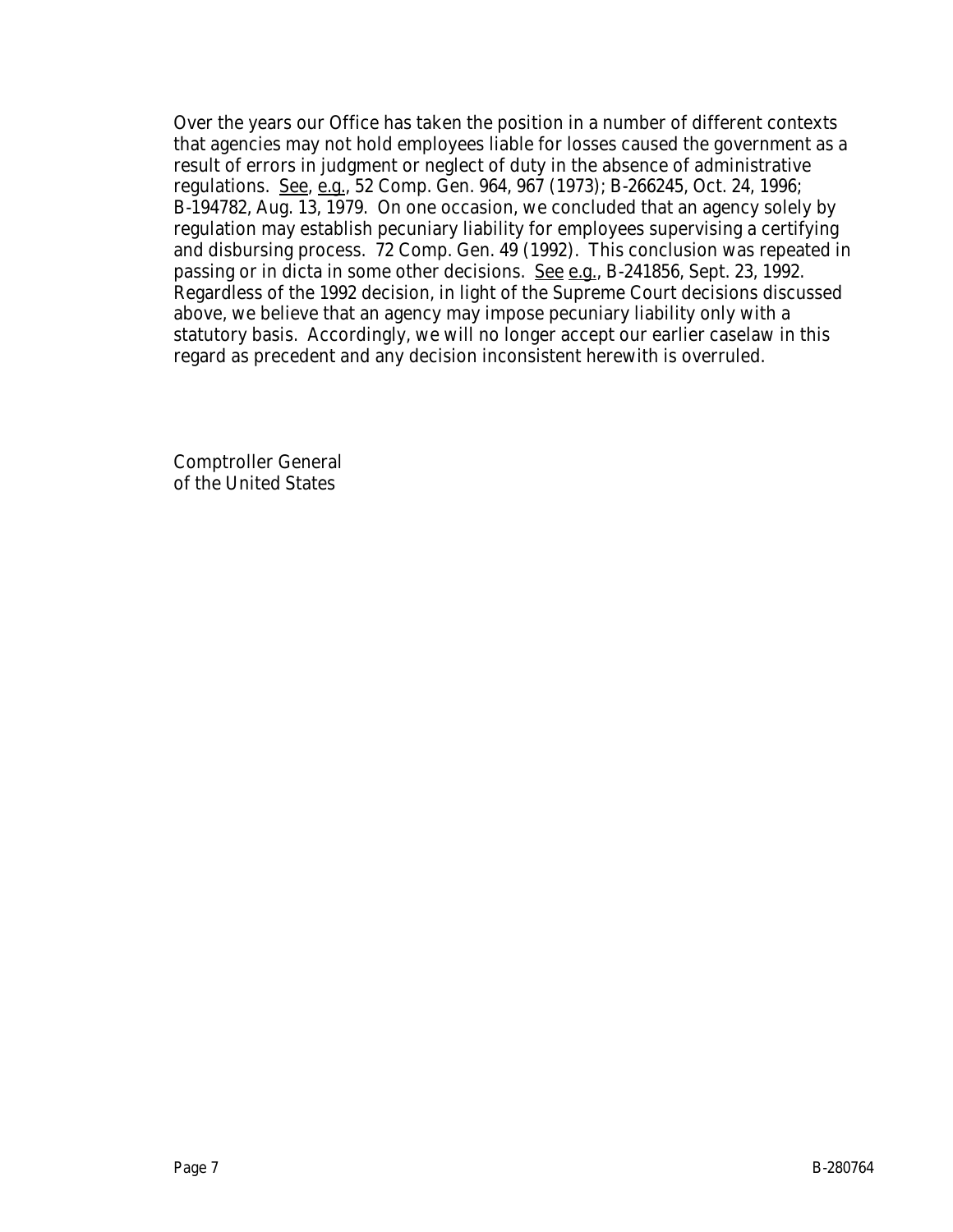Over the years our Office has taken the position in a number of different contexts that agencies may not hold employees liable for losses caused the government as a result of errors in judgment or neglect of duty in the absence of administrative regulations. See, e.g., 52 Comp. Gen. 964, 967 (1973); B-266245, Oct. 24, 1996; B-194782, Aug. 13, 1979. On one occasion, we concluded that an agency solely by regulation may establish pecuniary liability for employees supervising a certifying and disbursing process. 72 Comp. Gen. 49 (1992). This conclusion was repeated in passing or in dicta in some other decisions. See e.g., B-241856, Sept. 23, 1992. Regardless of the 1992 decision, in light of the Supreme Court decisions discussed above, we believe that an agency may impose pecuniary liability only with a statutory basis. Accordingly, we will no longer accept our earlier caselaw in this regard as precedent and any decision inconsistent herewith is overruled.

Comptroller General
of the United States